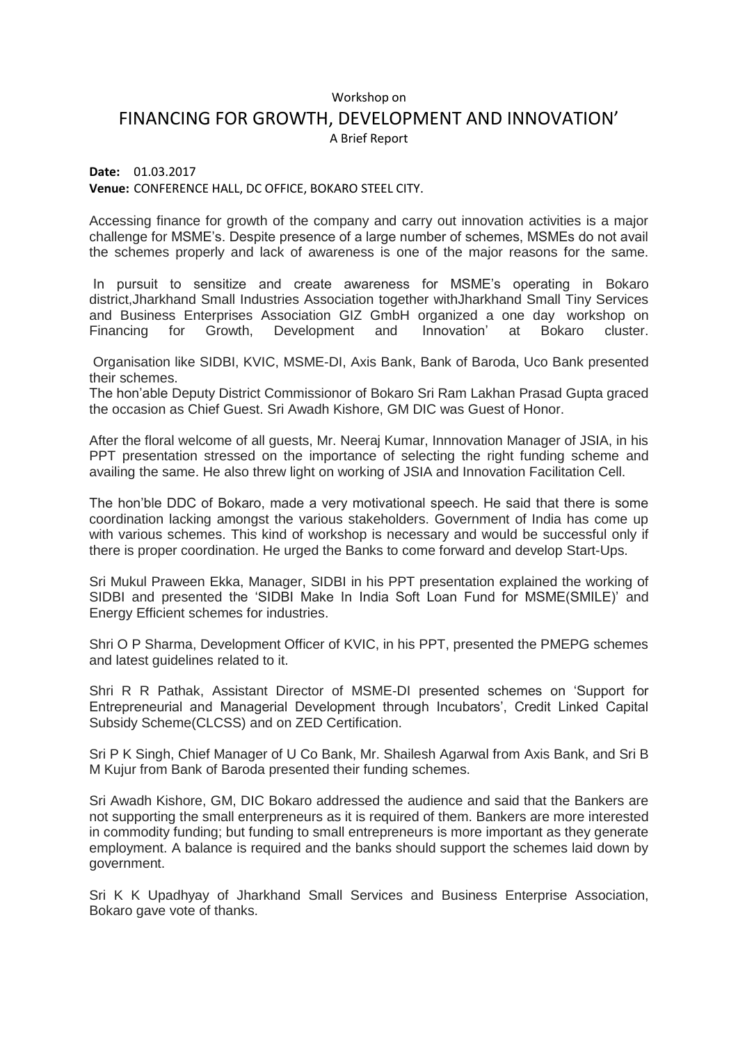Workshop on

# FINANCING FOR GROWTH, DEVELOPMENT AND INNOVATION'

A Brief Report

**Date:** 01.03.2017

**Venue:** CONFERENCE HALL, DC OFFICE, BOKARO STEEL CITY.

Accessing finance for growth of the company and carry out innovation activities is a major challenge for MSME's. Despite presence of a large number of schemes, MSMEs do not avail the schemes properly and lack of awareness is one of the major reasons for the same.

In pursuit to sensitize and create awareness for MSME's operating in Bokaro district,Jharkhand Small Industries Association together withJharkhand Small Tiny Services and Business Enterprises Association GIZ GmbH organized a one day workshop on Financing for Growth, Development and Innovation' at Bokaro cluster.

Organisation like SIDBI, KVIC, MSME-DI, Axis Bank, Bank of Baroda, Uco Bank presented their schemes.

The hon'able Deputy District Commissionor of Bokaro Sri Ram Lakhan Prasad Gupta graced the occasion as Chief Guest. Sri Awadh Kishore, GM DIC was Guest of Honor.

After the floral welcome of all guests, Mr. Neeraj Kumar, Innnovation Manager of JSIA, in his PPT presentation stressed on the importance of selecting the right funding scheme and availing the same. He also threw light on working of JSIA and Innovation Facilitation Cell.

The hon'ble DDC of Bokaro, made a very motivational speech. He said that there is some coordination lacking amongst the various stakeholders. Government of India has come up with various schemes. This kind of workshop is necessary and would be successful only if there is proper coordination. He urged the Banks to come forward and develop Start-Ups.

Sri Mukul Praween Ekka, Manager, SIDBI in his PPT presentation explained the working of SIDBI and presented the 'SIDBI Make In India Soft Loan Fund for MSME(SMILE)' and Energy Efficient schemes for industries.

Shri O P Sharma, Development Officer of KVIC, in his PPT, presented the PMEPG schemes and latest guidelines related to it.

Shri R R Pathak, Assistant Director of MSME-DI presented schemes on 'Support for Entrepreneurial and Managerial Development through Incubators', Credit Linked Capital Subsidy Scheme(CLCSS) and on ZED Certification.

Sri P K Singh, Chief Manager of U Co Bank, Mr. Shailesh Agarwal from Axis Bank, and Sri B M Kujur from Bank of Baroda presented their funding schemes.

Sri Awadh Kishore, GM, DIC Bokaro addressed the audience and said that the Bankers are not supporting the small enterpreneurs as it is required of them. Bankers are more interested in commodity funding; but funding to small entrepreneurs is more important as they generate employment. A balance is required and the banks should support the schemes laid down by government.

Sri K K Upadhyay of Jharkhand Small Services and Business Enterprise Association, Bokaro gave vote of thanks.